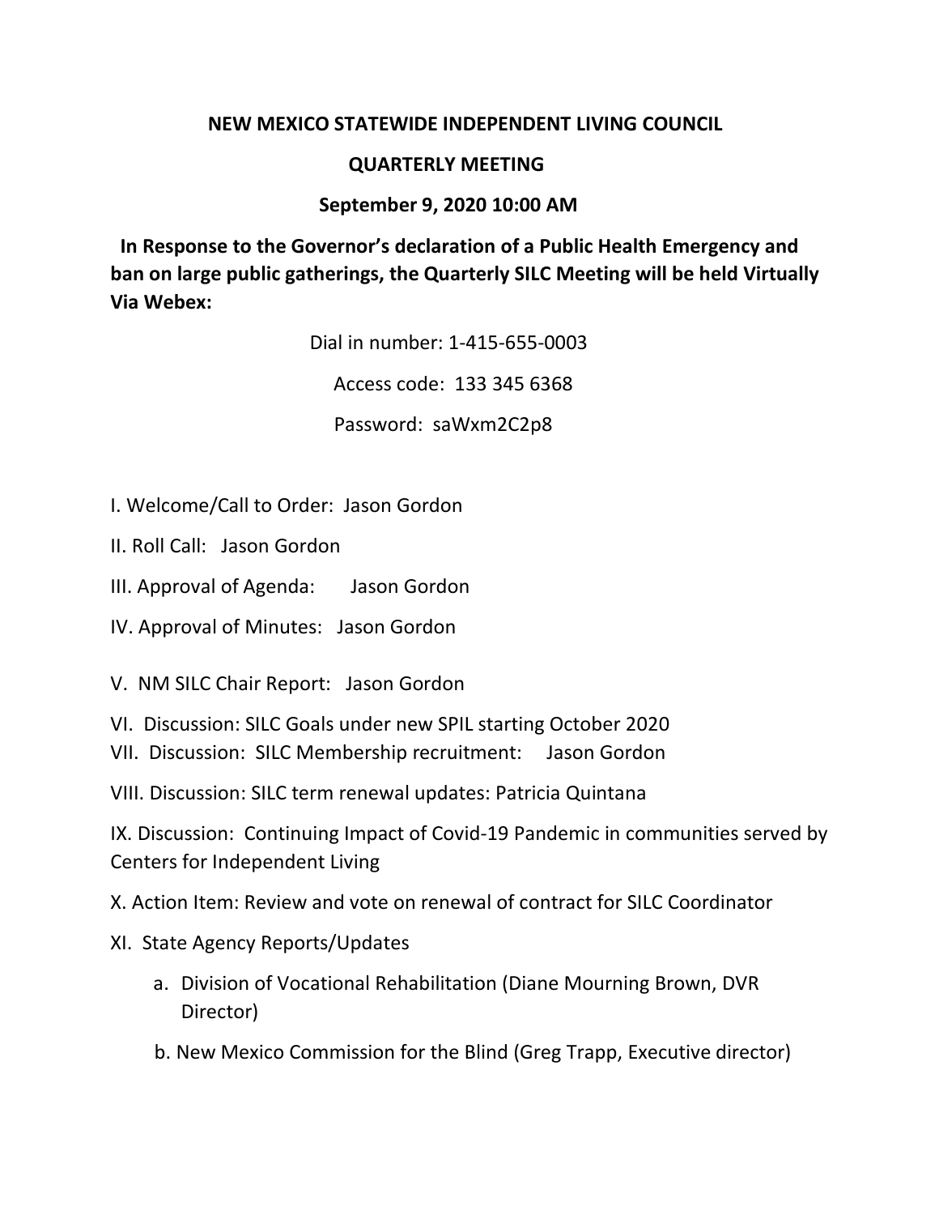**NEW MEXICO STATEWIDE INDEPENDENT LIVING COUNCIL**

**QUARTERLY MEETING**

**September 9, 2020 10:00 AM**

**In Response to the Governor's declaration of a Public Health Emergency and ban on large public gatherings, the Quarterly SILC Meeting will be held Virtually Via Webex:**

Dial in number: 1-415-655-0003

Access code: 133 345 6368

Password: saWxm2C2p8

I. Welcome/Call to Order: Jason Gordon

II. Roll Call: Jason Gordon

III. Approval of Agenda: Jason Gordon

IV. Approval of Minutes: Jason Gordon

V. NM SILC Chair Report: Jason Gordon

VI. Discussion: SILC Goals under new SPIL starting October 2020

VII. Discussion: SILC Membership recruitment: Jason Gordon

VIII. Discussion: SILC term renewal updates: Patricia Quintana

IX. Discussion: Continuing Impact of Covid-19 Pandemic in communities served by Centers for Independent Living

X. Action Item: Review and vote on renewal of contract for SILC Coordinator

XI. State Agency Reports/Updates

a. Division of Vocational Rehabilitation (Diane Mourning Brown, DVR Director)

b. New Mexico Commission for the Blind (Greg Trapp, Executive director)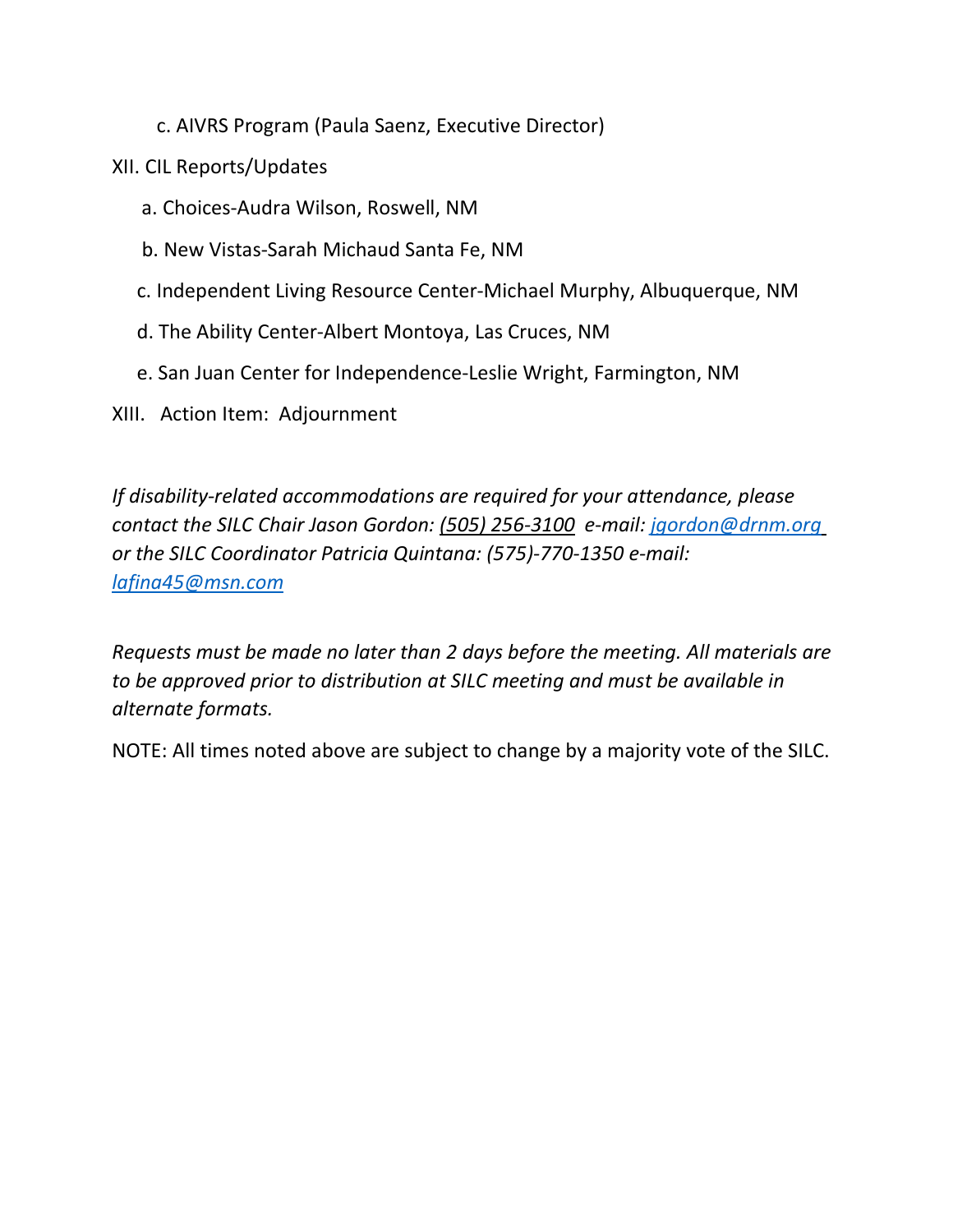c. AIVRS Program (Paula Saenz, Executive Director)

XII. CIL Reports/Updates

a. Choices-Audra Wilson, Roswell, NM

b. New Vistas-Sarah Michaud Santa Fe, NM

c. Independent Living Resource Center-Michael Murphy, Albuquerque, NM

d. The Ability Center-Albert Montoya, Las Cruces, NM

e. San Juan Center for Independence-Leslie Wright, Farmington, NM

XIII. Action Item: Adjournment

*If disability-related accommodations are required for your attendance, please contact the SILC Chair Jason Gordon: (505) 256-3100 e-mail: jgordon@drnm.org or the SILC Coordinator Patricia Quintana: (575)-770-1350 e-mail: lafina45@msn.com*

*Requests must be made no later than 2 days before the meeting. All materials are to be approved prior to distribution at SILC meeting and must be available in alternate formats.*

NOTE: All times noted above are subject to change by a majority vote of the SILC.